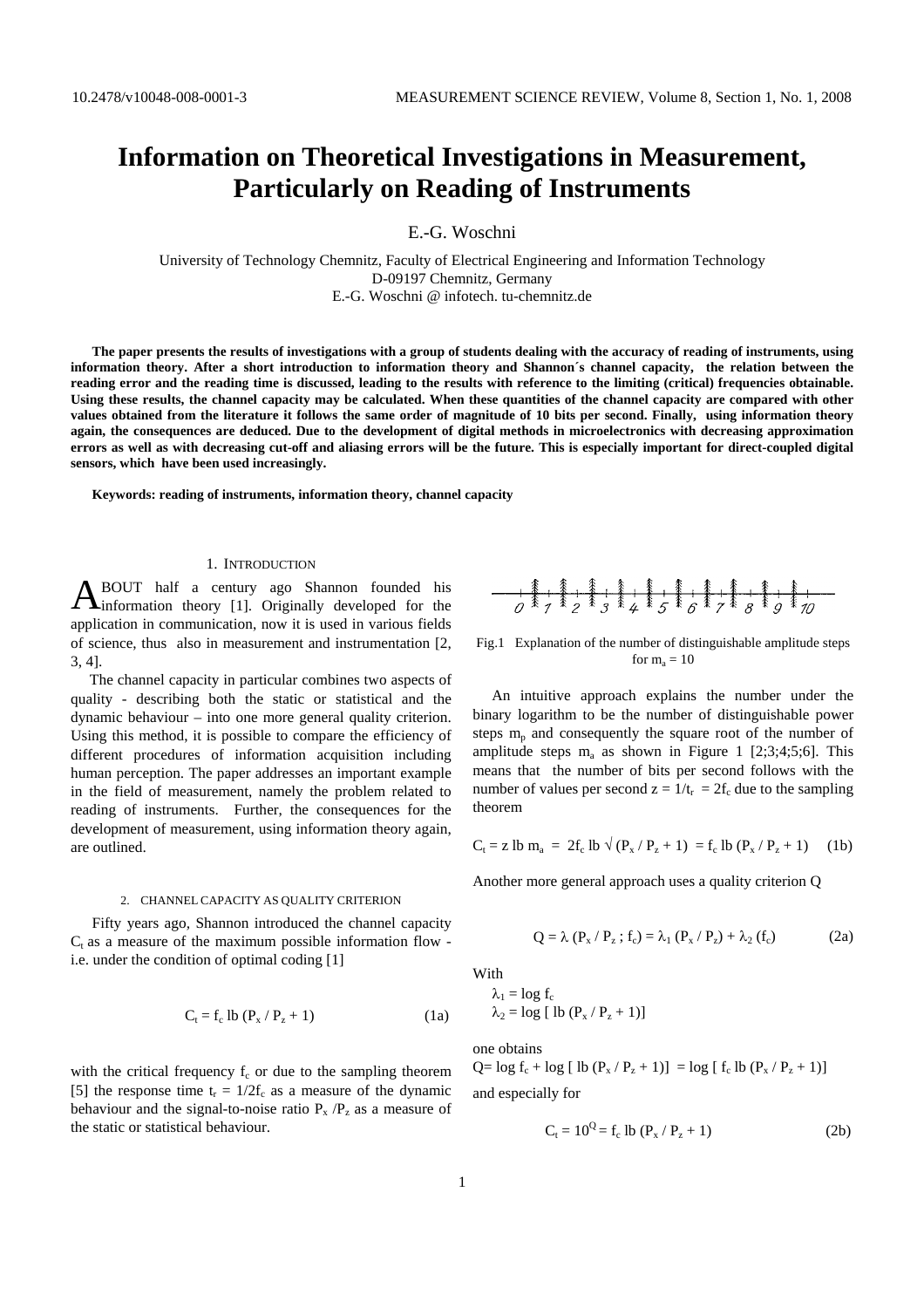# Information on Theoretical Investigations in Measurement, Particularly on Reading of Instruments

E.-G. Woschni

University of Technology Chemnitz, Faculty of Electrical Engineering and Information Technology
D-09197 Chemnitz, Germany
E.-G. Woschni @ infotech. tu-chemnitz.de

**The paper presents the results of investigations with a group of students dealing with the accuracy of reading of instruments, using information theory. After a short introduction to information theory and Shannon´s channel capacity, the relation between the reading error and the reading time is discussed, leading to the results with reference to the limiting (critical) frequencies obtainable. Using these results, the channel capacity may be calculated. When these quantities of the channel capacity are compared with other values obtained from the literature it follows the same order of magnitude of 10 bits per second. Finally, using information theory again, the consequences are deduced. Due to the development of digital methods in microelectronics with decreasing approximation errors as well as with decreasing cut-off and aliasing errors will be the future. This is especially important for direct-coupled digital sensors, which have been used increasingly.**

**Keywords: reading of instruments, information theory, channel capacity**

## 1. Introduction

About half a century ago Shannon founded his information theory [1]. Originally developed for the application in communication, now it is used in various fields of science, thus also in measurement and instrumentation [2, 3, 4].

The channel capacity in particular combines two aspects of quality - describing both the static or statistical and the dynamic behaviour – into one more general quality criterion. Using this method, it is possible to compare the efficiency of different procedures of information acquisition including human perception. The paper addresses an important example in the field of measurement, namely the problem related to reading of instruments. Further, the consequences for the development of measurement, using information theory again, are outlined.

## 2. Channel Capacity as Quality Criterion

Fifty years ago, Shannon introduced the channel capacity $C_t$ as a measure of the maximum possible information flow - i.e. under the condition of optimal coding [1]

$$C_t = f_c \operatorname{lb} (P_x / P_z + 1) \tag{1a}$$

with the critical frequency $f_c$ or due to the sampling theorem [5] the response time $t_r = 1/2f_c$ as a measure of the dynamic behaviour and the signal-to-noise ratio $P_x / P_z$ as a measure of the static or statistical behaviour.

Fig.1 Explanation of the number of distinguishable amplitude steps for $m_a = 10$

An intuitive approach explains the number under the binary logarithm to be the number of distinguishable power steps $m_p$ and consequently the square root of the number of amplitude steps $m_a$ as shown in Figure 1 [2;3;4;5;6]. This means that the number of bits per second follows with the number of values per second $z = 1/t_r = 2f_c$ due to the sampling theorem

$$C_t = z \operatorname{lb} m_a = 2f_c \operatorname{lb} \sqrt{(P_x / P_z + 1)} = f_c \operatorname{lb} (P_x / P_z + 1) \tag{1b}$$

Another more general approach uses a quality criterion Q

$$Q = \lambda (P_x / P_z \,;\, f_c) = \lambda_1 (P_x / P_z) + \lambda_2 (f_c) \tag{2a}$$

With

$\lambda_1 = \log f_c$

$\lambda_2 = \log [ \operatorname{lb} (P_x / P_z + 1)]$

one obtains

$Q = \log f_c + \log [ \operatorname{lb} (P_x / P_z + 1)] = \log [ f_c \operatorname{lb} (P_x / P_z + 1)]$

and especially for

$$C_t = 10^Q = f_c \operatorname{lb} (P_x / P_z + 1) \tag{2b}$$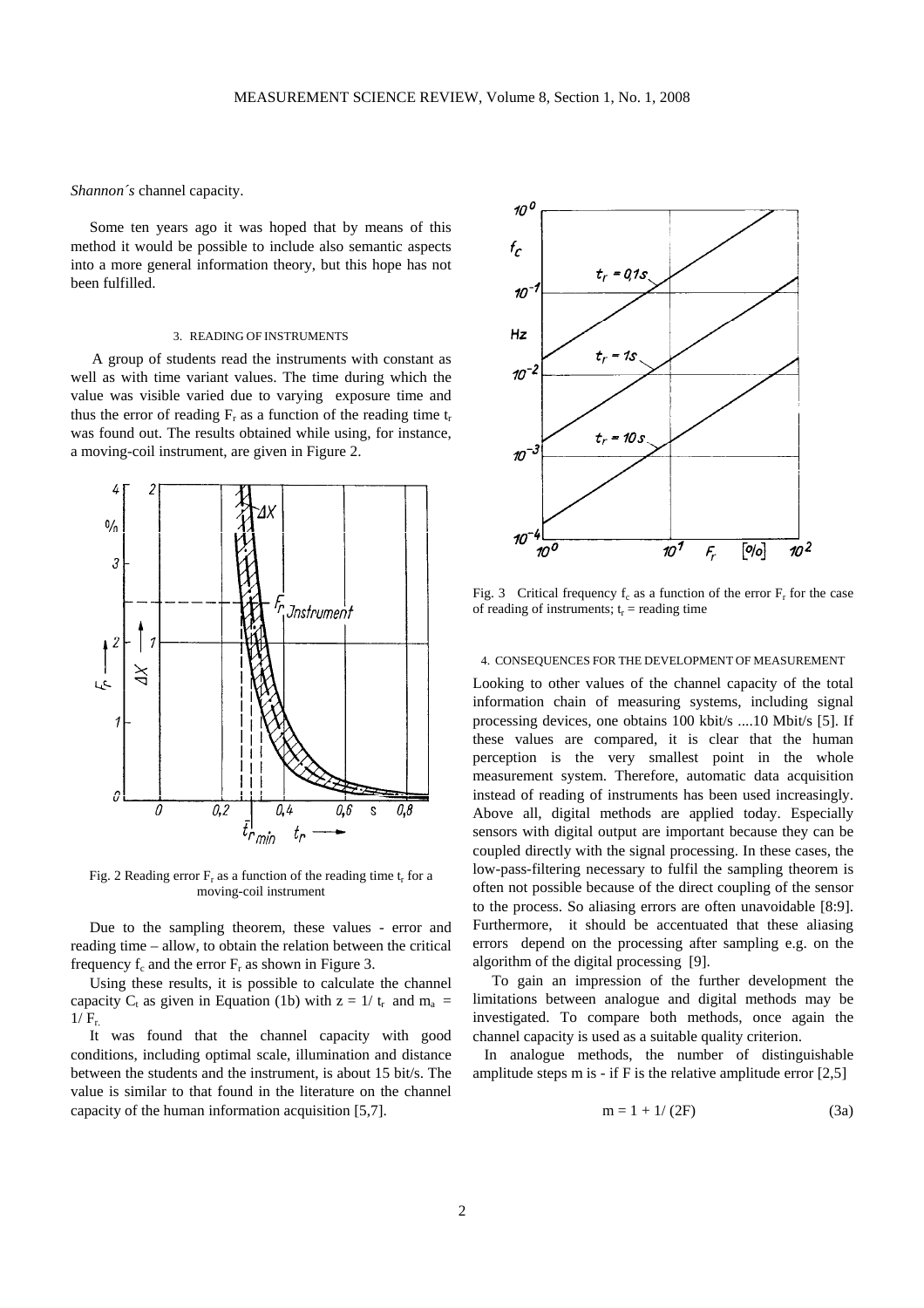*Shannon´s* channel capacity.

Some ten years ago it was hoped that by means of this method it would be possible to include also semantic aspects into a more general information theory, but this hope has not been fulfilled.

### 3. READING OF INSTRUMENTS

A group of students read the instruments with constant as well as with time variant values. The time during which the value was visible varied due to varying exposure time and thus the error of reading $F_r$ as a function of the reading time $t_r$ was found out. The results obtained while using, for instance, a moving-coil instrument, are given in Figure 2.

Fig. 2 Reading error $F_r$ as a function of the reading time $t_r$ for a moving-coil instrument

Due to the sampling theorem, these values - error and reading time – allow, to obtain the relation between the critical frequency $f_c$ and the error $F_r$ as shown in Figure 3.

Using these results, it is possible to calculate the channel capacity $C_t$ as given in Equation (1b) with $z = 1/ t_r$ and $m_a = 1/ F_r$.

It was found that the channel capacity with good conditions, including optimal scale, illumination and distance between the students and the instrument, is about 15 bit/s. The value is similar to that found in the literature on the channel capacity of the human information acquisition [5,7].

Fig. 3 Critical frequency $f_c$ as a function of the error $F_r$ for the case of reading of instruments; $t_r$ = reading time

### 4. CONSEQUENCES FOR THE DEVELOPMENT OF MEASUREMENT

Looking to other values of the channel capacity of the total information chain of measuring systems, including signal processing devices, one obtains 100 kbit/s ....10 Mbit/s [5]. If these values are compared, it is clear that the human perception is the very smallest point in the whole measurement system. Therefore, automatic data acquisition instead of reading of instruments has been used increasingly. Above all, digital methods are applied today. Especially sensors with digital output are important because they can be coupled directly with the signal processing. In these cases, the low-pass-filtering necessary to fulfil the sampling theorem is often not possible because of the direct coupling of the sensor to the process. So aliasing errors are often unavoidable [8:9]. Furthermore, it should be accentuated that these aliasing errors depend on the processing after sampling e.g. on the algorithm of the digital processing [9].

To gain an impression of the further development the limitations between analogue and digital methods may be investigated. To compare both methods, once again the channel capacity is used as a suitable quality criterion.

In analogue methods, the number of distinguishable amplitude steps m is - if F is the relative amplitude error [2,5]

$$m = 1 + 1/ (2F) \tag{3a}$$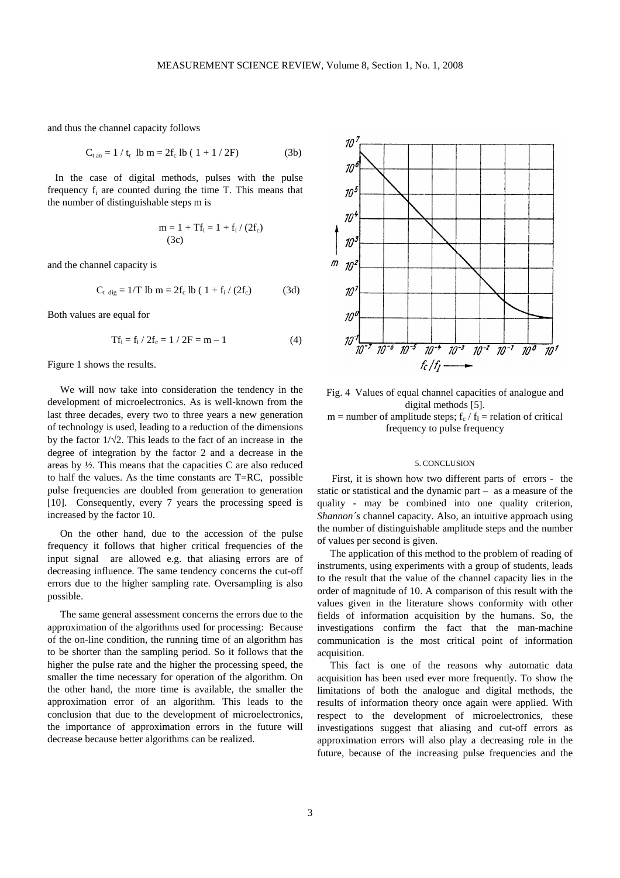and thus the channel capacity follows

$$C_{t\,an} = 1 / t_r \;\text{lb}\; m = 2f_c \;\text{lb}\; ( 1 + 1 / 2F) \tag{3b}$$

In the case of digital methods, pulses with the pulse frequency $f_i$ are counted during the time T. This means that the number of distinguishable steps m is

$$m = 1 + Tf_i = 1 + f_i / (2f_c) \tag{3c}$$

and the channel capacity is

$$C_{t\,dig} = 1/T \;\text{lb}\; m = 2f_c \;\text{lb}\; ( 1 + f_i / (2f_c) \tag{3d}$$

Both values are equal for

$$Tf_i = f_i / 2f_c = 1 / 2F = m – 1 \tag{4}$$

Figure 1 shows the results.

We will now take into consideration the tendency in the development of microelectronics. As is well-known from the last three decades, every two to three years a new generation of technology is used, leading to a reduction of the dimensions by the factor $1/\sqrt{2}$. This leads to the fact of an increase in the degree of integration by the factor 2 and a decrease in the areas by ½. This means that the capacities C are also reduced to half the values. As the time constants are T=RC, possible pulse frequencies are doubled from generation to generation [10]. Consequently, every 7 years the processing speed is increased by the factor 10.

On the other hand, due to the accession of the pulse frequency it follows that higher critical frequencies of the input signal are allowed e.g. that aliasing errors are of decreasing influence. The same tendency concerns the cut-off errors due to the higher sampling rate. Oversampling is also possible.

The same general assessment concerns the errors due to the approximation of the algorithms used for processing: Because of the on-line condition, the running time of an algorithm has to be shorter than the sampling period. So it follows that the higher the pulse rate and the higher the processing speed, the smaller the time necessary for operation of the algorithm. On the other hand, the more time is available, the smaller the approximation error of an algorithm. This leads to the conclusion that due to the development of microelectronics, the importance of approximation errors in the future will decrease because better algorithms can be realized.

Fig. 4 Values of equal channel capacities of analogue and digital methods [5].
m = number of amplitude steps; $f_c / f_I$ = relation of critical frequency to pulse frequency

## 5. CONCLUSION

First, it is shown how two different parts of errors - the static or statistical and the dynamic part – as a measure of the quality - may be combined into one quality criterion, *Shannon´s* channel capacity. Also, an intuitive approach using the number of distinguishable amplitude steps and the number of values per second is given.

The application of this method to the problem of reading of instruments, using experiments with a group of students, leads to the result that the value of the channel capacity lies in the order of magnitude of 10. A comparison of this result with the values given in the literature shows conformity with other fields of information acquisition by the humans. So, the investigations confirm the fact that the man-machine communication is the most critical point of information acquisition.

This fact is one of the reasons why automatic data acquisition has been used ever more frequently. To show the limitations of both the analogue and digital methods, the results of information theory once again were applied. With respect to the development of microelectronics, these investigations suggest that aliasing and cut-off errors as approximation errors will also play a decreasing role in the future, because of the increasing pulse frequencies and the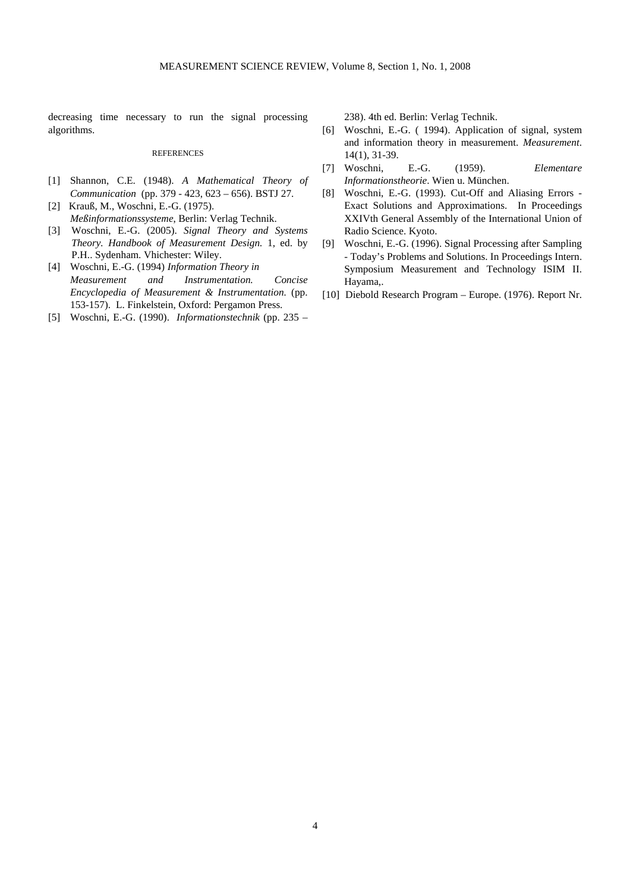decreasing time necessary to run the signal processing algorithms.

## REFERENCES

[1] Shannon, C.E. (1948). *A Mathematical Theory of Communication* (pp. 379 - 423, 623 – 656). BSTJ 27.

[2] Krauß, M., Woschni, E.-G. (1975). *Meßinformationssysteme*, Berlin: Verlag Technik.

[3] Woschni, E.-G. (2005). *Signal Theory and Systems Theory. Handbook of Measurement Design.* 1, ed. by P.H.. Sydenham. Vhichester: Wiley.

[4] Woschni, E.-G. (1994) *Information Theory in Measurement and Instrumentation. Concise Encyclopedia of Measurement & Instrumentation.* (pp. 153-157). L. Finkelstein, Oxford: Pergamon Press.

[5] Woschni, E.-G. (1990). *Informationstechnik* (pp. 235 – 238). 4th ed. Berlin: Verlag Technik.

[6] Woschni, E.-G. ( 1994). Application of signal, system and information theory in measurement. *Measurement*. 14(1), 31-39.

[7] Woschni, E.-G. (1959). *Elementare Informationstheorie*. Wien u. München.

[8] Woschni, E.-G. (1993). Cut-Off and Aliasing Errors - Exact Solutions and Approximations. In Proceedings XXIVth General Assembly of the International Union of Radio Science. Kyoto.

[9] Woschni, E.-G. (1996). Signal Processing after Sampling - Today's Problems and Solutions. In Proceedings Intern. Symposium Measurement and Technology ISIM II. Hayama,.

[10] Diebold Research Program – Europe. (1976). Report Nr.